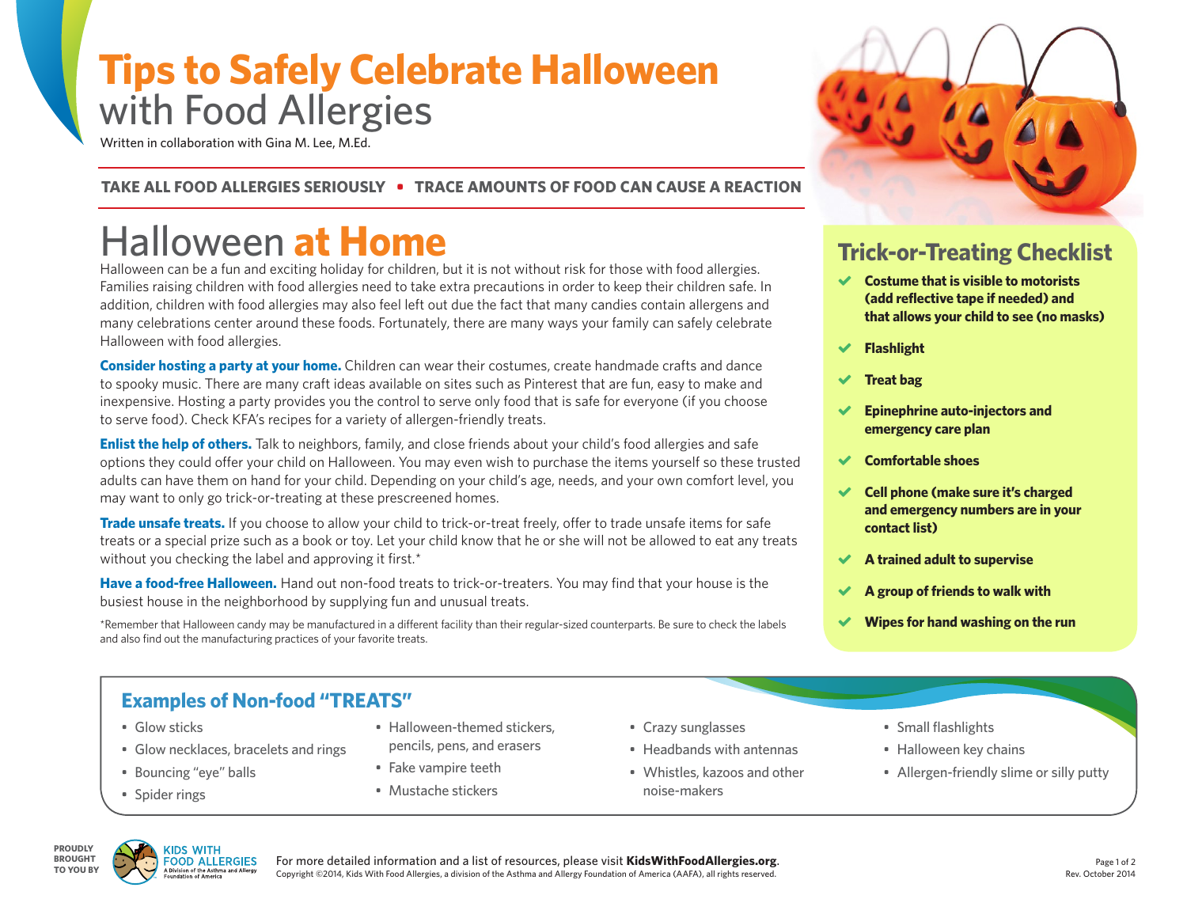# Tips to Safely Celebrate Halloween with Food Allergies

Written in collaboration with Gina M. Lee, M.Ed.

**TAKE ALL FOOD ALLERGIES SERIOUSLY • TRACE AMOUNTS OF FOOD CAN CAUSE A REACTION**

## Halloween at Home

Halloween can be a fun and exciting holiday for children, but it is not without risk for those with food allergies. Families raising children with food allergies need to take extra precautions in order to keep their children safe. In addition, children with food allergies may also feel left out due the fact that many candies contain allergens and many celebrations center around these foods. Fortunately, there are many ways your family can safely celebrate Halloween with food allergies.

**Consider hosting a party at your home.** Children can wear their costumes, create handmade crafts and dance to spooky music. There are many craft ideas available on sites such as Pinterest that are fun, easy to make and inexpensive. Hosting a party provides you the control to serve only food that is safe for everyone (if you choose to serve food). Check KFA's recipes for a variety of allergen-friendly treats.

**Enlist the help of others.** Talk to neighbors, family, and close friends about your child's food allergies and safe options they could offer your child on Halloween. You may even wish to purchase the items yourself so these trusted adults can have them on hand for your child. Depending on your child's age, needs, and your own comfort level, you may want to only go trick-or-treating at these prescreened homes.

**Trade unsafe treats.** If you choose to allow your child to trick-or-treat freely, offer to trade unsafe items for safe treats or a special prize such as a book or toy. Let your child know that he or she will not be allowed to eat any treats without you checking the label and approving it first.*

**Have a food-free Halloween.** Hand out non-food treats to trick-or-treaters. You may find that your house is the busiest house in the neighborhood by supplying fun and unusual treats.

*Remember that Halloween candy may be manufactured in a different facility than their regular-sized counterparts. Be sure to check the labels and also find out the manufacturing practices of your favorite treats.

## Trick-or-Treating Checklist

- **Costume that is visible to motorists (add reflective tape if needed) and that allows your child to see (no masks)**
- **Flashlight**
- **Treat bag**
- **Epinephrine auto-injectors and emergency care plan**
- **Comfortable shoes**
- **Cell phone (make sure it's charged and emergency numbers are in your contact list)**
- **A trained adult to supervise**
- **A group of friends to walk with**
- **Wipes for hand washing on the run**

## Examples of Non-food "TREATS"

- Glow sticks
- Glow necklaces, bracelets and rings
- Bouncing "eye" balls
- Spider rings
- Halloween-themed stickers, pencils, pens, and erasers
- Fake vampire teeth
- Mustache stickers
- Crazy sunglasses
- Headbands with antennas
- Whistles, kazoos and other noise-makers
- Small flashlights
- Halloween key chains
- Allergen-friendly slime or silly putty

PROUDLY BROUGHT TO YOU BY KIDS WITH FOOD ALLERGIES, A Division of the Asthma and Allergy Foundation of America

For more detailed information and a list of resources, please visit **KidsWithFoodAllergies.org**.
Copyright ©2014, Kids With Food Allergies, a division of the Asthma and Allergy Foundation of America (AAFA), all rights reserved.

Rev. October 2014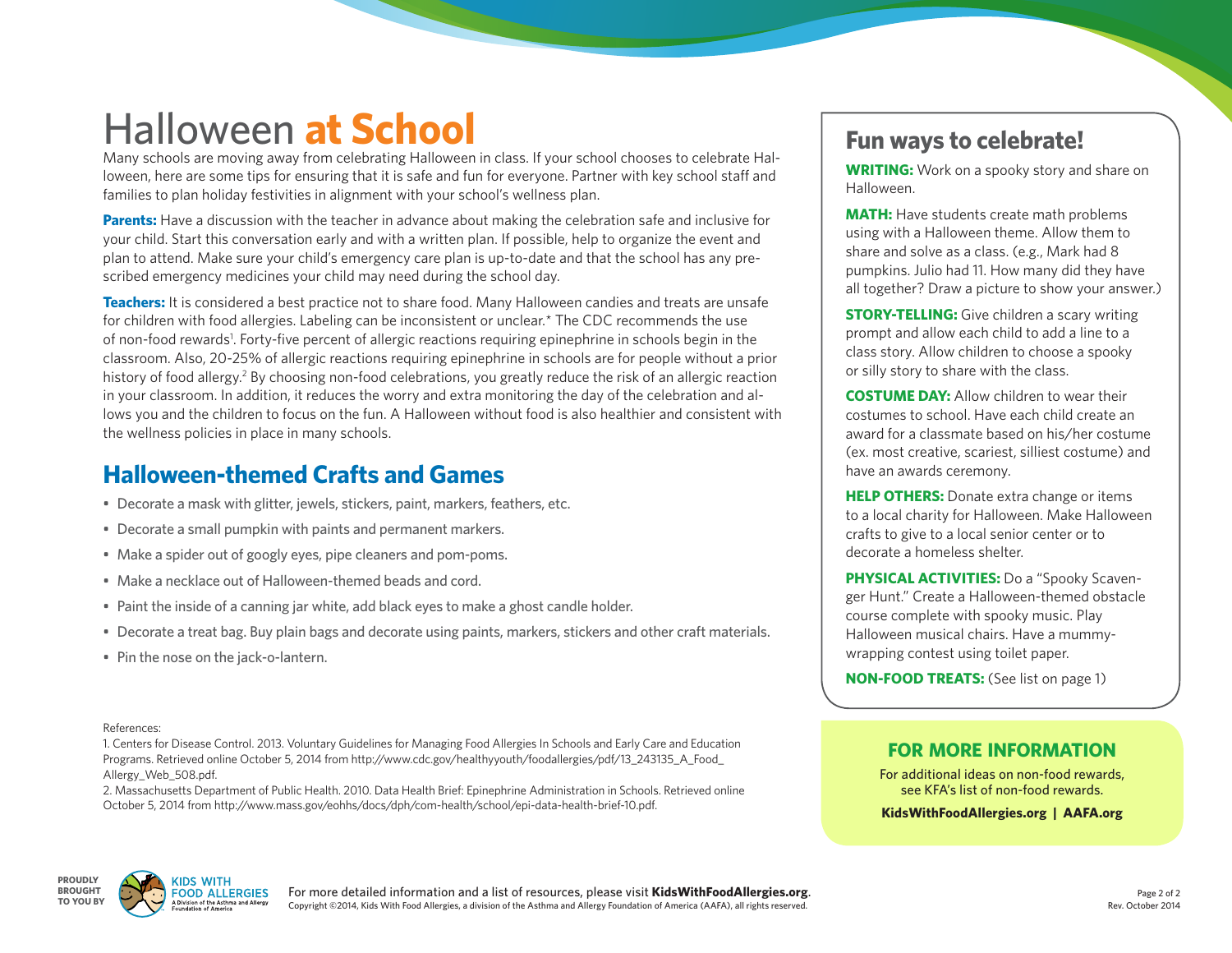# Halloween **at School**

Many schools are moving away from celebrating Halloween in class. If your school chooses to celebrate Halloween, here are some tips for ensuring that it is safe and fun for everyone. Partner with key school staff and families to plan holiday festivities in alignment with your school's wellness plan.

**Parents:** Have a discussion with the teacher in advance about making the celebration safe and inclusive for your child. Start this conversation early and with a written plan. If possible, help to organize the event and plan to attend. Make sure your child's emergency care plan is up-to-date and that the school has any prescribed emergency medicines your child may need during the school day.

**Teachers:** It is considered a best practice not to share food. Many Halloween candies and treats are unsafe for children with food allergies. Labeling can be inconsistent or unclear.* The CDC recommends the use of non-food rewards[1]. Forty-five percent of allergic reactions requiring epinephrine in schools begin in the classroom. Also, 20-25% of allergic reactions requiring epinephrine in schools are for people without a prior history of food allergy.[2] By choosing non-food celebrations, you greatly reduce the risk of an allergic reaction in your classroom. In addition, it reduces the worry and extra monitoring the day of the celebration and allows you and the children to focus on the fun. A Halloween without food is also healthier and consistent with the wellness policies in place in many schools.

## Halloween-themed Crafts and Games

- Decorate a mask with glitter, jewels, stickers, paint, markers, feathers, etc.
- Decorate a small pumpkin with paints and permanent markers.
- Make a spider out of googly eyes, pipe cleaners and pom-poms.
- Make a necklace out of Halloween-themed beads and cord.
- Paint the inside of a canning jar white, add black eyes to make a ghost candle holder.
- Decorate a treat bag. Buy plain bags and decorate using paints, markers, stickers and other craft materials.
- Pin the nose on the jack-o-lantern.

## Fun ways to celebrate!

**WRITING:** Work on a spooky story and share on Halloween.

**MATH:** Have students create math problems using with a Halloween theme. Allow them to share and solve as a class. (e.g., Mark had 8 pumpkins. Julio had 11. How many did they have all together? Draw a picture to show your answer.)

**STORY-TELLING:** Give children a scary writing prompt and allow each child to add a line to a class story. Allow children to choose a spooky or silly story to share with the class.

**COSTUME DAY:** Allow children to wear their costumes to school. Have each child create an award for a classmate based on his/her costume (ex. most creative, scariest, silliest costume) and have an awards ceremony.

**HELP OTHERS:** Donate extra change or items to a local charity for Halloween. Make Halloween crafts to give to a local senior center or to decorate a homeless shelter.

**PHYSICAL ACTIVITIES:** Do a "Spooky Scavenger Hunt." Create a Halloween-themed obstacle course complete with spooky music. Play Halloween musical chairs. Have a mummy-wrapping contest using toilet paper.

**NON-FOOD TREATS:** (See list on page 1)

## FOR MORE INFORMATION

For additional ideas on non-food rewards, see KFA's list of non-food rewards.

**KidsWithFoodAllergies.org | AAFA.org**

References:

1. Centers for Disease Control. 2013. Voluntary Guidelines for Managing Food Allergies In Schools and Early Care and Education Programs. Retrieved online October 5, 2014 from http://www.cdc.gov/healthyyouth/foodallergies/pdf/13_243135_A_Food_Allergy_Web_508.pdf.

2. Massachusetts Department of Public Health. 2010. Data Health Brief: Epinephrine Administration in Schools. Retrieved online October 5, 2014 from http://www.mass.gov/eohhs/docs/dph/com-health/school/epi-data-health-brief-10.pdf.

PROUDLY BROUGHT TO YOU BY KIDS WITH FOOD ALLERGIES, A Division of the Asthma and Allergy Foundation of America

For more detailed information and a list of resources, please visit **KidsWithFoodAllergies.org**.
Copyright ©2014, Kids With Food Allergies, a division of the Asthma and Allergy Foundation of America (AAFA), all rights reserved.

Rev. October 2014